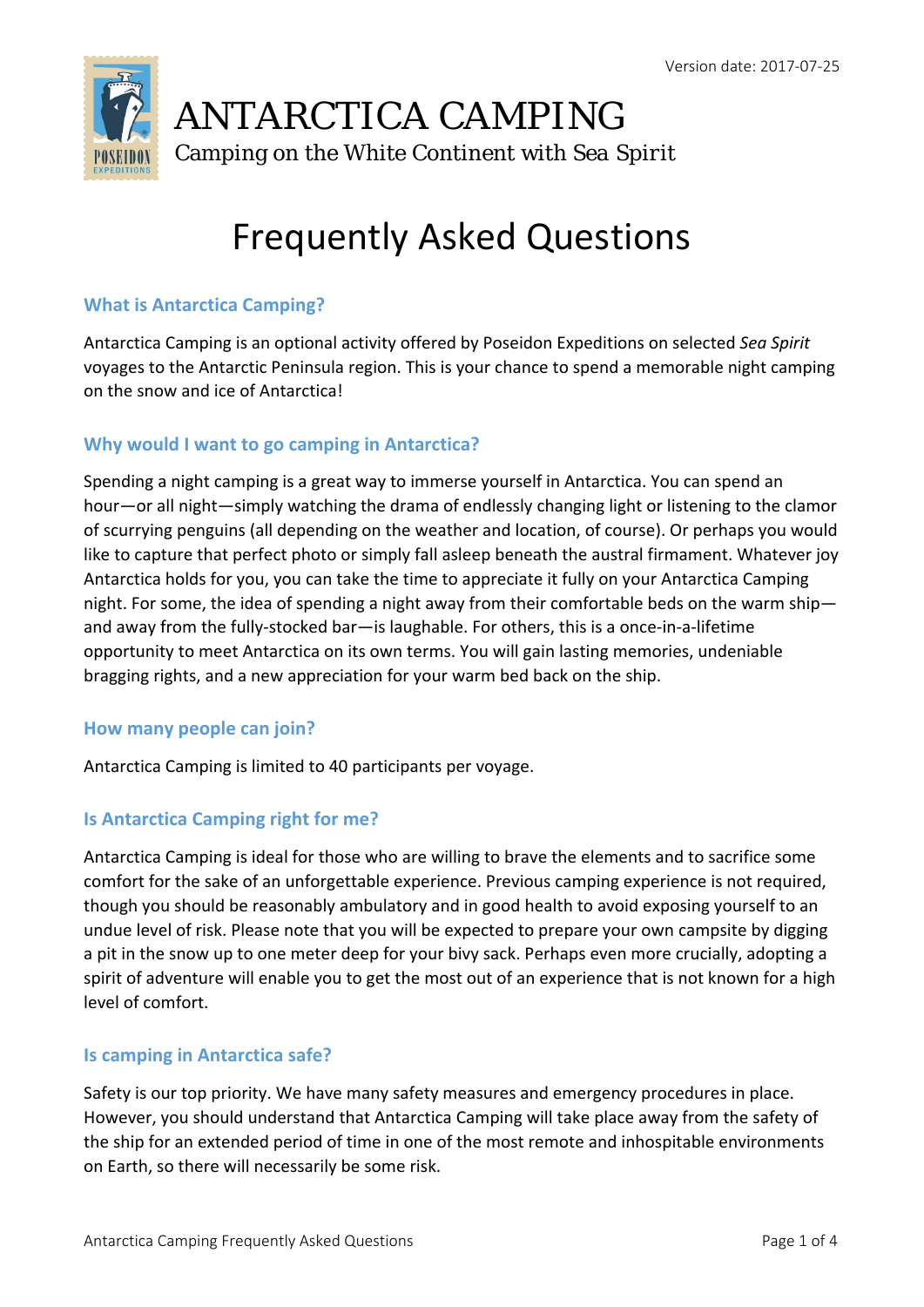Version date: 2017-07-25

# ANTARCTICA CAMPING

Camping on the White Continent with Sea Spirit

# Frequently Asked Questions

### What is Antarctica Camping?

Antarctica Camping is an optional activity offered by Poseidon Expeditions on selected *Sea Spirit* voyages to the Antarctic Peninsula region. This is your chance to spend a memorable night camping on the snow and ice of Antarctica!

### Why would I want to go camping in Antarctica?

Spending a night camping is a great way to immerse yourself in Antarctica. You can spend an hour—or all night—simply watching the drama of endlessly changing light or listening to the clamor of scurrying penguins (all depending on the weather and location, of course). Or perhaps you would like to capture that perfect photo or simply fall asleep beneath the austral firmament. Whatever joy Antarctica holds for you, you can take the time to appreciate it fully on your Antarctica Camping night. For some, the idea of spending a night away from their comfortable beds on the warm ship—and away from the fully-stocked bar—is laughable. For others, this is a once-in-a-lifetime opportunity to meet Antarctica on its own terms. You will gain lasting memories, undeniable bragging rights, and a new appreciation for your warm bed back on the ship.

### How many people can join?

Antarctica Camping is limited to 40 participants per voyage.

### Is Antarctica Camping right for me?

Antarctica Camping is ideal for those who are willing to brave the elements and to sacrifice some comfort for the sake of an unforgettable experience. Previous camping experience is not required, though you should be reasonably ambulatory and in good health to avoid exposing yourself to an undue level of risk. Please note that you will be expected to prepare your own campsite by digging a pit in the snow up to one meter deep for your bivy sack. Perhaps even more crucially, adopting a spirit of adventure will enable you to get the most out of an experience that is not known for a high level of comfort.

### Is camping in Antarctica safe?

Safety is our top priority. We have many safety measures and emergency procedures in place. However, you should understand that Antarctica Camping will take place away from the safety of the ship for an extended period of time in one of the most remote and inhospitable environments on Earth, so there will necessarily be some risk.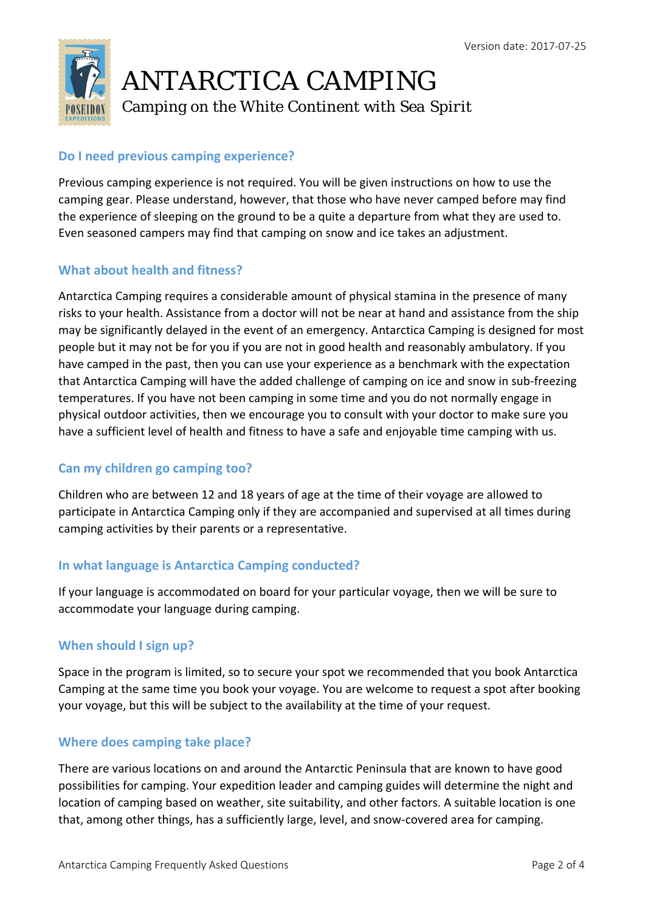# ANTARCTICA CAMPING

Camping on the White Continent with Sea Spirit

## Do I need previous camping experience?

Previous camping experience is not required. You will be given instructions on how to use the camping gear. Please understand, however, that those who have never camped before may find the experience of sleeping on the ground to be a quite a departure from what they are used to. Even seasoned campers may find that camping on snow and ice takes an adjustment.

## What about health and fitness?

Antarctica Camping requires a considerable amount of physical stamina in the presence of many risks to your health. Assistance from a doctor will not be near at hand and assistance from the ship may be significantly delayed in the event of an emergency. Antarctica Camping is designed for most people but it may not be for you if you are not in good health and reasonably ambulatory. If you have camped in the past, then you can use your experience as a benchmark with the expectation that Antarctica Camping will have the added challenge of camping on ice and snow in sub-freezing temperatures. If you have not been camping in some time and you do not normally engage in physical outdoor activities, then we encourage you to consult with your doctor to make sure you have a sufficient level of health and fitness to have a safe and enjoyable time camping with us.

## Can my children go camping too?

Children who are between 12 and 18 years of age at the time of their voyage are allowed to participate in Antarctica Camping only if they are accompanied and supervised at all times during camping activities by their parents or a representative.

## In what language is Antarctica Camping conducted?

If your language is accommodated on board for your particular voyage, then we will be sure to accommodate your language during camping.

## When should I sign up?

Space in the program is limited, so to secure your spot we recommended that you book Antarctica Camping at the same time you book your voyage. You are welcome to request a spot after booking your voyage, but this will be subject to the availability at the time of your request.

## Where does camping take place?

There are various locations on and around the Antarctic Peninsula that are known to have good possibilities for camping. Your expedition leader and camping guides will determine the night and location of camping based on weather, site suitability, and other factors. A suitable location is one that, among other things, has a sufficiently large, level, and snow-covered area for camping.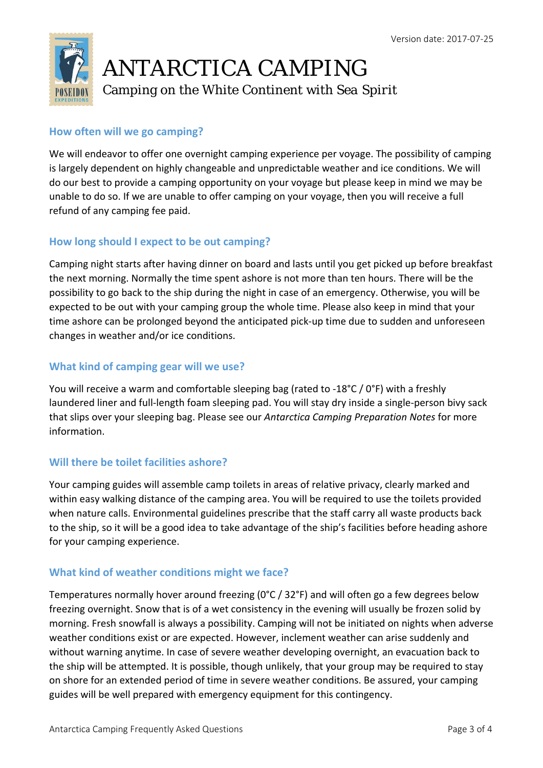# ANTARCTICA CAMPING

Camping on the White Continent with Sea Spirit

Version date: 2017-07-25

### How often will we go camping?

We will endeavor to offer one overnight camping experience per voyage. The possibility of camping is largely dependent on highly changeable and unpredictable weather and ice conditions. We will do our best to provide a camping opportunity on your voyage but please keep in mind we may be unable to do so. If we are unable to offer camping on your voyage, then you will receive a full refund of any camping fee paid.

### How long should I expect to be out camping?

Camping night starts after having dinner on board and lasts until you get picked up before breakfast the next morning. Normally the time spent ashore is not more than ten hours. There will be the possibility to go back to the ship during the night in case of an emergency. Otherwise, you will be expected to be out with your camping group the whole time. Please also keep in mind that your time ashore can be prolonged beyond the anticipated pick-up time due to sudden and unforeseen changes in weather and/or ice conditions.

### What kind of camping gear will we use?

You will receive a warm and comfortable sleeping bag (rated to -18°C / 0°F) with a freshly laundered liner and full-length foam sleeping pad. You will stay dry inside a single-person bivy sack that slips over your sleeping bag. Please see our *Antarctica Camping Preparation Notes* for more information.

### Will there be toilet facilities ashore?

Your camping guides will assemble camp toilets in areas of relative privacy, clearly marked and within easy walking distance of the camping area. You will be required to use the toilets provided when nature calls. Environmental guidelines prescribe that the staff carry all waste products back to the ship, so it will be a good idea to take advantage of the ship's facilities before heading ashore for your camping experience.

### What kind of weather conditions might we face?

Temperatures normally hover around freezing (0°C / 32°F) and will often go a few degrees below freezing overnight. Snow that is of a wet consistency in the evening will usually be frozen solid by morning. Fresh snowfall is always a possibility. Camping will not be initiated on nights when adverse weather conditions exist or are expected. However, inclement weather can arise suddenly and without warning anytime. In case of severe weather developing overnight, an evacuation back to the ship will be attempted. It is possible, though unlikely, that your group may be required to stay on shore for an extended period of time in severe weather conditions. Be assured, your camping guides will be well prepared with emergency equipment for this contingency.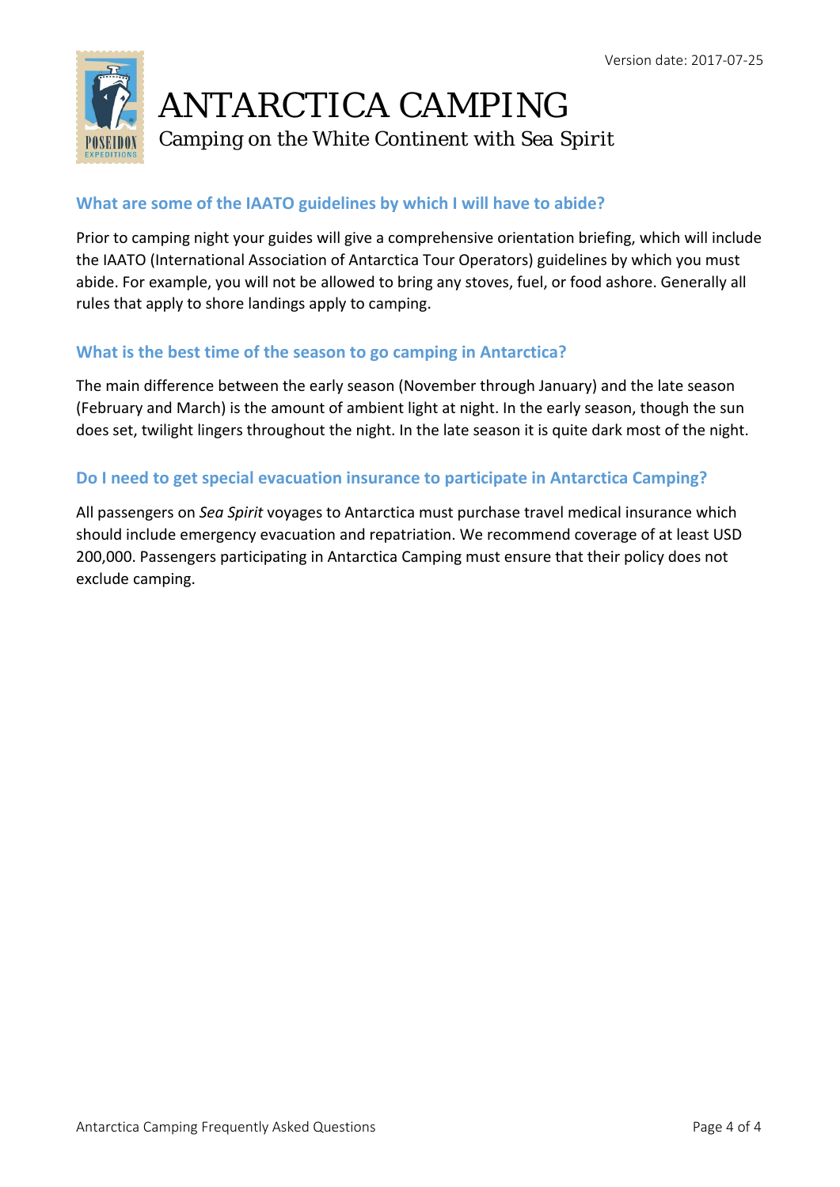# ANTARCTICA CAMPING

Camping on the White Continent with Sea Spirit

### What are some of the IAATO guidelines by which I will have to abide?

Prior to camping night your guides will give a comprehensive orientation briefing, which will include the IAATO (International Association of Antarctica Tour Operators) guidelines by which you must abide. For example, you will not be allowed to bring any stoves, fuel, or food ashore. Generally all rules that apply to shore landings apply to camping.

### What is the best time of the season to go camping in Antarctica?

The main difference between the early season (November through January) and the late season (February and March) is the amount of ambient light at night. In the early season, though the sun does set, twilight lingers throughout the night. In the late season it is quite dark most of the night.

### Do I need to get special evacuation insurance to participate in Antarctica Camping?

All passengers on *Sea Spirit* voyages to Antarctica must purchase travel medical insurance which should include emergency evacuation and repatriation. We recommend coverage of at least USD 200,000. Passengers participating in Antarctica Camping must ensure that their policy does not exclude camping.